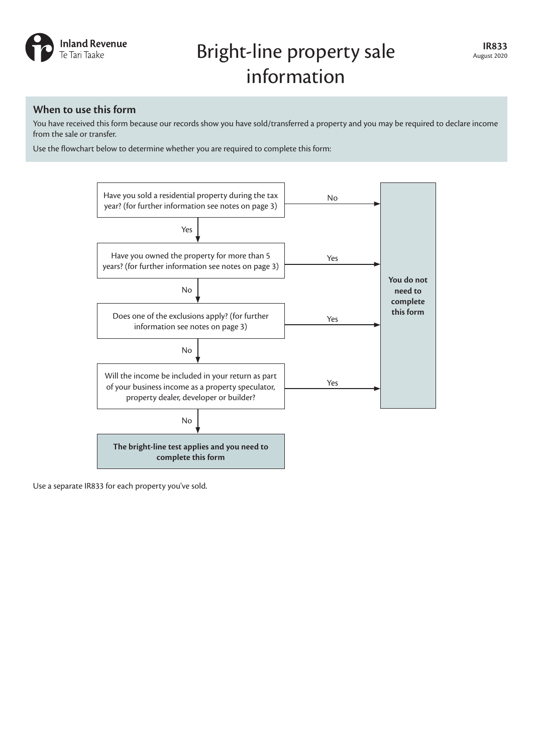Inland Revenue
Te Tari Taake

# Bright-line property sale information

**IR833**
August 2020

## When to use this form

You have received this form because our records show you have sold/transferred a property and you may be required to declare income from the sale or transfer.

Use the flowchart below to determine whether you are required to complete this form:

Have you sold a residential property during the tax year? (for further information see notes on page 3)

No

Yes

Have you owned the property for more than 5 years? (for further information see notes on page 3)

Yes

No

Does one of the exclusions apply? (for further information see notes on page 3)

Yes

No

Will the income be included in your return as part of your business income as a property speculator, property dealer, developer or builder?

Yes

No

**The bright-line test applies and you need to complete this form**

**You do not need to complete this form**

Use a separate IR833 for each property you've sold.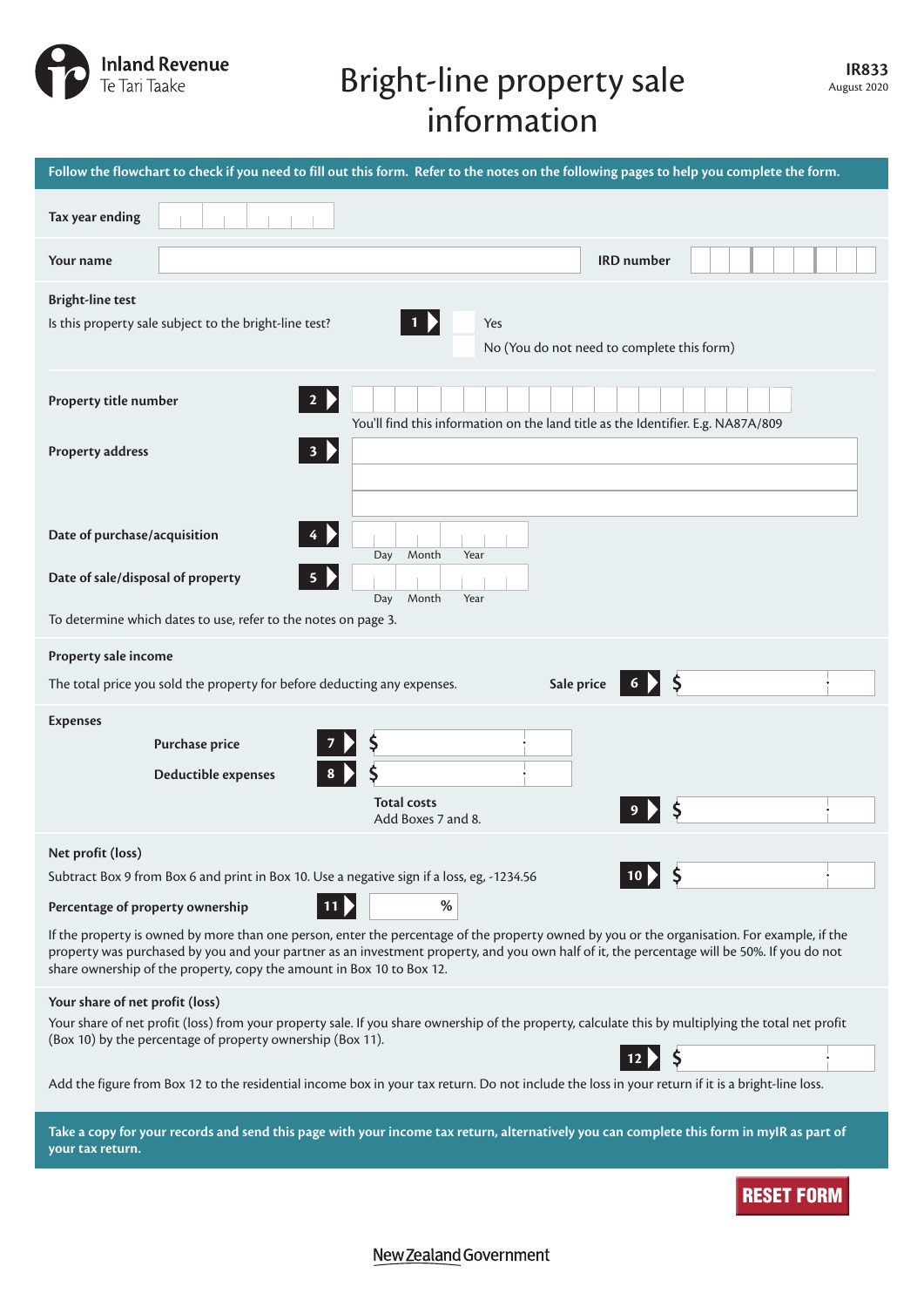Inland Revenue
Te Tari Taake

# Bright-line property sale information

**IR833**
August 2020

**Follow the flowchart to check if you need to fill out this form. Refer to the notes on the following pages to help you complete the form.**

**Tax year ending**

**Your name** **IRD number**

**Bright-line test**

Is this property sale subject to the bright-line test? **1**
- Yes
- No (You do not need to complete this form)

**Property title number** **2**

You'll find this information on the land title as the Identifier. E.g. NA87A/809

**Property address** **3**

**Date of purchase/acquisition** **4** Day Month Year

**Date of sale/disposal of property** **5** Day Month Year

To determine which dates to use, refer to the notes on page 3.

**Property sale income**

The total price you sold the property for before deducting any expenses. **Sale price** **6** $

**Expenses**

**Purchase price** **7** $

**Deductible expenses** **8** $

**Total costs**
Add Boxes 7 and 8. **9** $

**Net profit (loss)**

Subtract Box 9 from Box 6 and print in Box 10. Use a negative sign if a loss, eg, -1234.56 **10** $

**Percentage of property ownership** **11** %

If the property is owned by more than one person, enter the percentage of the property owned by you or the organisation. For example, if the property was purchased by you and your partner as an investment property, and you own half of it, the percentage will be 50%. If you do not share ownership of the property, copy the amount in Box 10 to Box 12.

**Your share of net profit (loss)**

Your share of net profit (loss) from your property sale. If you share ownership of the property, calculate this by multiplying the total net profit (Box 10) by the percentage of property ownership (Box 11).

**12** $

Add the figure from Box 12 to the residential income box in your tax return. Do not include the loss in your return if it is a bright-line loss.

**Take a copy for your records and send this page with your income tax return, alternatively you can complete this form in myIR as part of your tax return.**

RESET FORM

New Zealand Government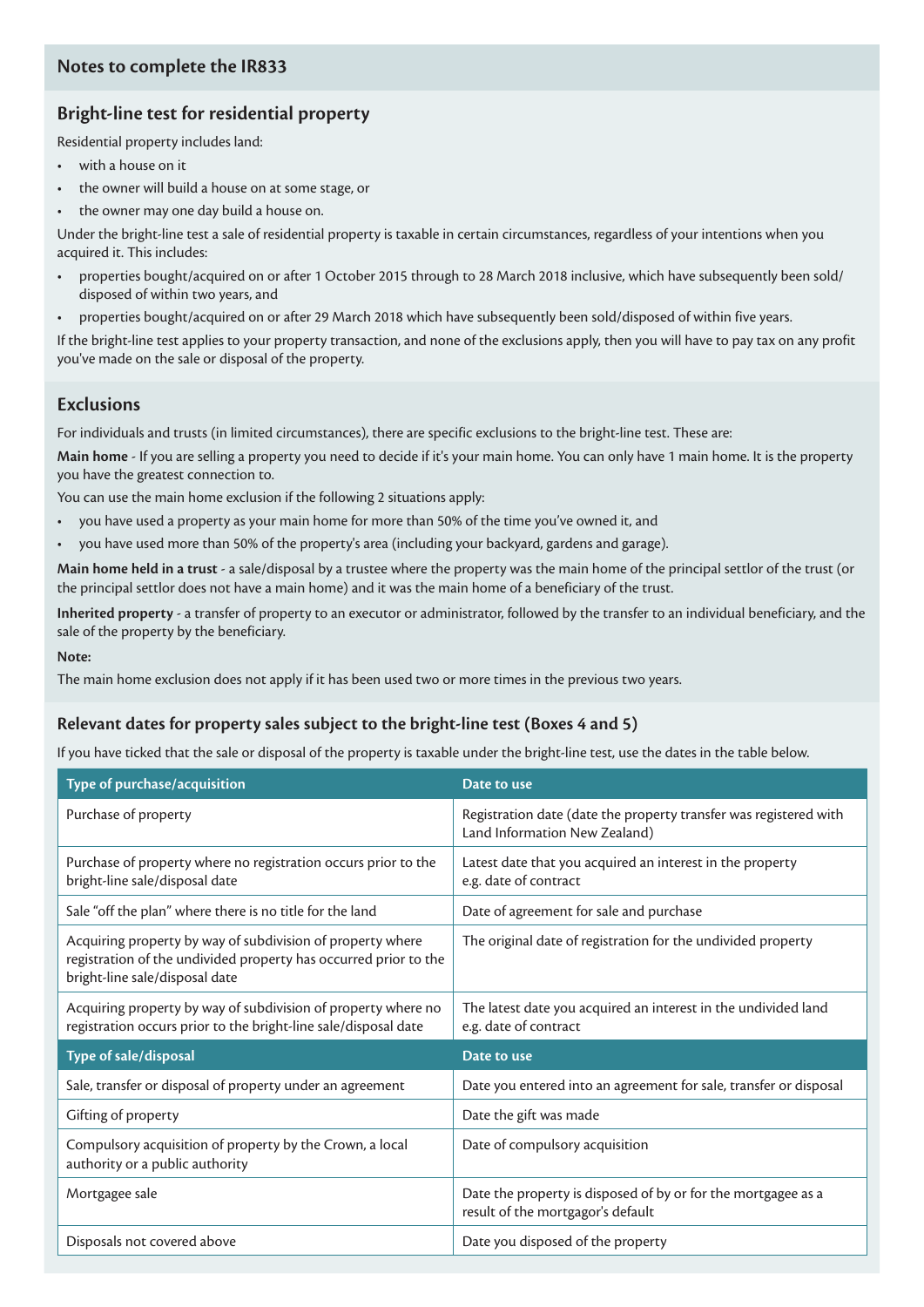## Notes to complete the IR833

### Bright-line test for residential property

Residential property includes land:

- with a house on it
- the owner will build a house on at some stage, or
- the owner may one day build a house on.

Under the bright-line test a sale of residential property is taxable in certain circumstances, regardless of your intentions when you acquired it. This includes:

- properties bought/acquired on or after 1 October 2015 through to 28 March 2018 inclusive, which have subsequently been sold/disposed of within two years, and
- properties bought/acquired on or after 29 March 2018 which have subsequently been sold/disposed of within five years.

If the bright-line test applies to your property transaction, and none of the exclusions apply, then you will have to pay tax on any profit you've made on the sale or disposal of the property.

### Exclusions

For individuals and trusts (in limited circumstances), there are specific exclusions to the bright-line test. These are:

**Main home** - If you are selling a property you need to decide if it's your main home. You can only have 1 main home. It is the property you have the greatest connection to.

You can use the main home exclusion if the following 2 situations apply:

- you have used a property as your main home for more than 50% of the time you've owned it, and
- you have used more than 50% of the property's area (including your backyard, gardens and garage).

**Main home held in a trust** - a sale/disposal by a trustee where the property was the main home of the principal settlor of the trust (or the principal settlor does not have a main home) and it was the main home of a beneficiary of the trust.

**Inherited property** - a transfer of property to an executor or administrator, followed by the transfer to an individual beneficiary, and the sale of the property by the beneficiary.

**Note:**

The main home exclusion does not apply if it has been used two or more times in the previous two years.

### Relevant dates for property sales subject to the bright-line test (Boxes 4 and 5)

If you have ticked that the sale or disposal of the property is taxable under the bright-line test, use the dates in the table below.

| Type of purchase/acquisition | Date to use |
|---|---|
| Purchase of property | Registration date (date the property transfer was registered with Land Information New Zealand) |
| Purchase of property where no registration occurs prior to the bright-line sale/disposal date | Latest date that you acquired an interest in the property e.g. date of contract |
| Sale "off the plan" where there is no title for the land | Date of agreement for sale and purchase |
| Acquiring property by way of subdivision of property where registration of the undivided property has occurred prior to the bright-line sale/disposal date | The original date of registration for the undivided property |
| Acquiring property by way of subdivision of property where no registration occurs prior to the bright-line sale/disposal date | The latest date you acquired an interest in the undivided land e.g. date of contract |
| **Type of sale/disposal** | **Date to use** |
| Sale, transfer or disposal of property under an agreement | Date you entered into an agreement for sale, transfer or disposal |
| Gifting of property | Date the gift was made |
| Compulsory acquisition of property by the Crown, a local authority or a public authority | Date of compulsory acquisition |
| Mortgagee sale | Date the property is disposed of by or for the mortgagee as a result of the mortgagor's default |
| Disposals not covered above | Date you disposed of the property |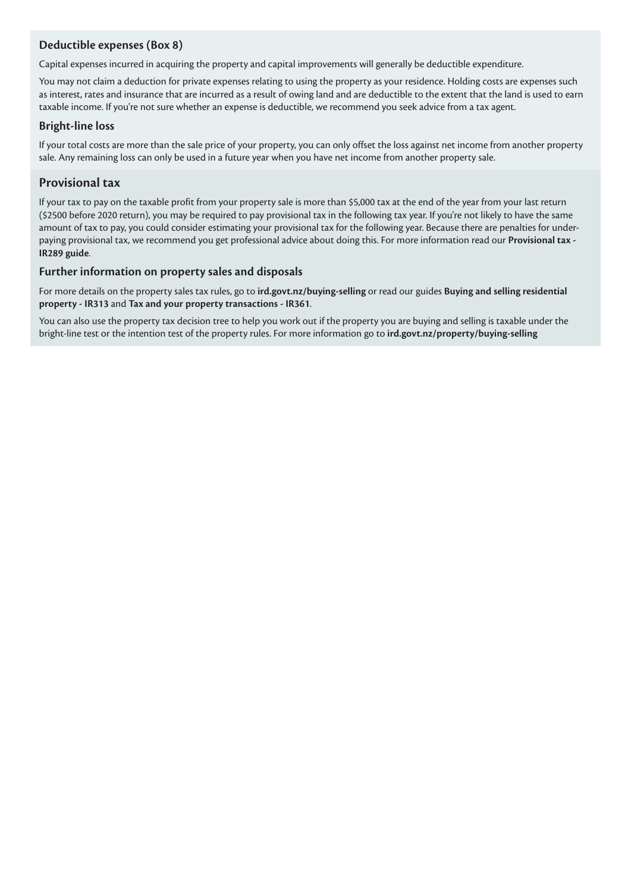### Deductible expenses (Box 8)

Capital expenses incurred in acquiring the property and capital improvements will generally be deductible expenditure.

You may not claim a deduction for private expenses relating to using the property as your residence. Holding costs are expenses such as interest, rates and insurance that are incurred as a result of owing land and are deductible to the extent that the land is used to earn taxable income. If you're not sure whether an expense is deductible, we recommend you seek advice from a tax agent.

### Bright-line loss

If your total costs are more than the sale price of your property, you can only offset the loss against net income from another property sale. Any remaining loss can only be used in a future year when you have net income from another property sale.

## Provisional tax

If your tax to pay on the taxable profit from your property sale is more than $5,000 tax at the end of the year from your last return ($2500 before 2020 return), you may be required to pay provisional tax in the following tax year. If you're not likely to have the same amount of tax to pay, you could consider estimating your provisional tax for the following year. Because there are penalties for under-paying provisional tax, we recommend you get professional advice about doing this. For more information read our **Provisional tax - IR289 guide**.

### Further information on property sales and disposals

For more details on the property sales tax rules, go to **ird.govt.nz/buying-selling** or read our guides **Buying and selling residential property - IR313** and **Tax and your property transactions - IR361**.

You can also use the property tax decision tree to help you work out if the property you are buying and selling is taxable under the bright-line test or the intention test of the property rules. For more information go to **ird.govt.nz/property/buying-selling**